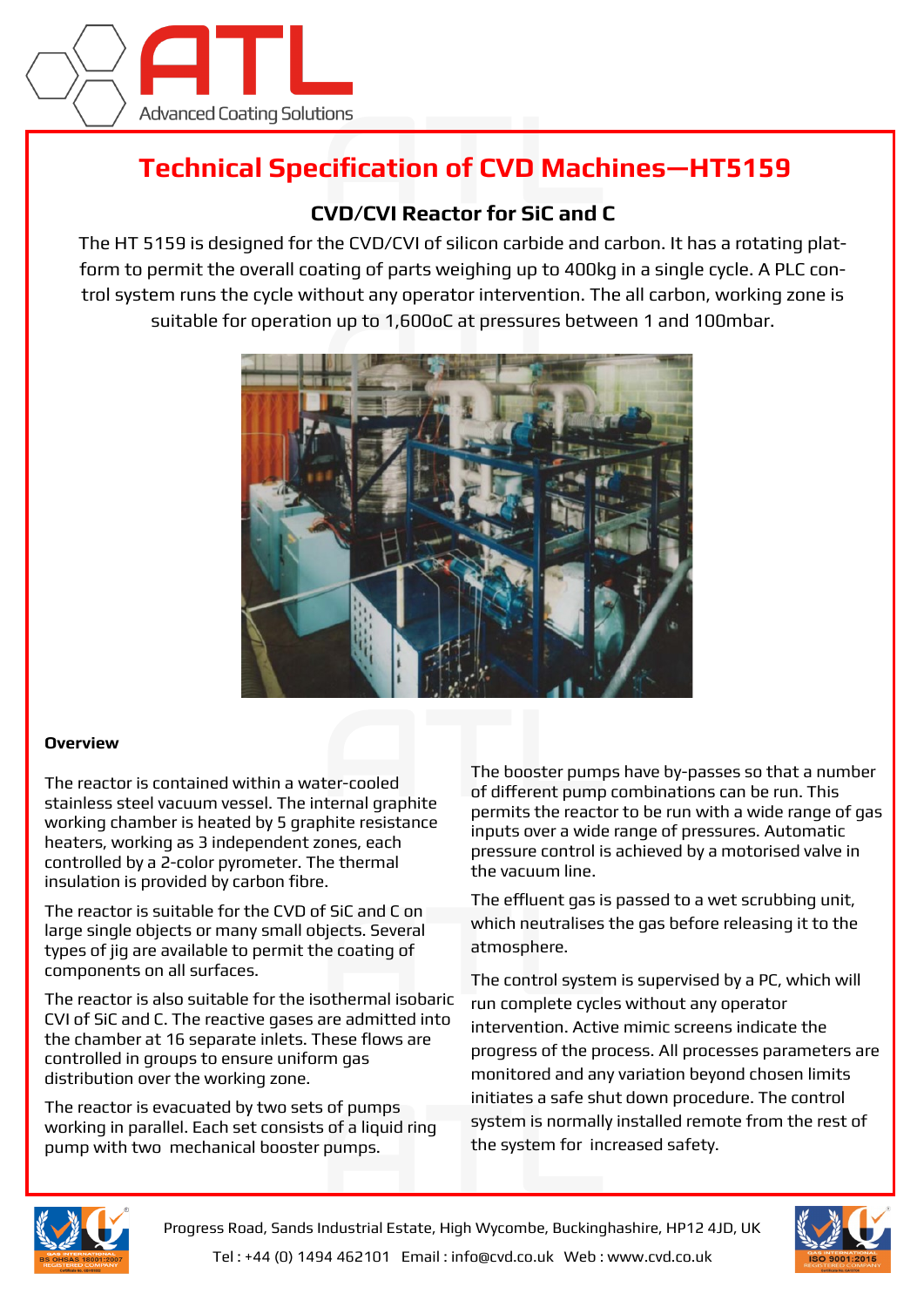# Technical Specification of CVD Machines—HT5159

## CVD/CVI Reactor for SiC and C

The HT 5159 is designed for the CVD/CVI of silicon carbide and carbon. It has a rotating platform to permit the overall coating of parts weighing up to 400kg in a single cycle. A PLC control system runs the cycle without any operator intervention. The all carbon, working zone is suitable for operation up to 1,600oC at pressures between 1 and 100mbar.

**Overview**

The reactor is contained within a water-cooled stainless steel vacuum vessel. The internal graphite working chamber is heated by 5 graphite resistance heaters, working as 3 independent zones, each controlled by a 2-color pyrometer. The thermal insulation is provided by carbon fibre.

The reactor is suitable for the CVD of SiC and C on large single objects or many small objects. Several types of jig are available to permit the coating of components on all surfaces.

The reactor is also suitable for the isothermal isobaric CVI of SiC and C. The reactive gases are admitted into the chamber at 16 separate inlets. These flows are controlled in groups to ensure uniform gas distribution over the working zone.

The reactor is evacuated by two sets of pumps working in parallel. Each set consists of a liquid ring pump with two mechanical booster pumps.

The booster pumps have by-passes so that a number of different pump combinations can be run. This permits the reactor to be run with a wide range of gas inputs over a wide range of pressures. Automatic pressure control is achieved by a motorised valve in the vacuum line.

The effluent gas is passed to a wet scrubbing unit, which neutralises the gas before releasing it to the atmosphere.

The control system is supervised by a PC, which will run complete cycles without any operator intervention. Active mimic screens indicate the progress of the process. All processes parameters are monitored and any variation beyond chosen limits initiates a safe shut down procedure. The control system is normally installed remote from the rest of the system for increased safety.

Progress Road, Sands Industrial Estate, High Wycombe, Buckinghashire, HP12 4JD, UK

Tel : +44 (0) 1494 462101 Email : info@cvd.co.uk Web : www.cvd.co.uk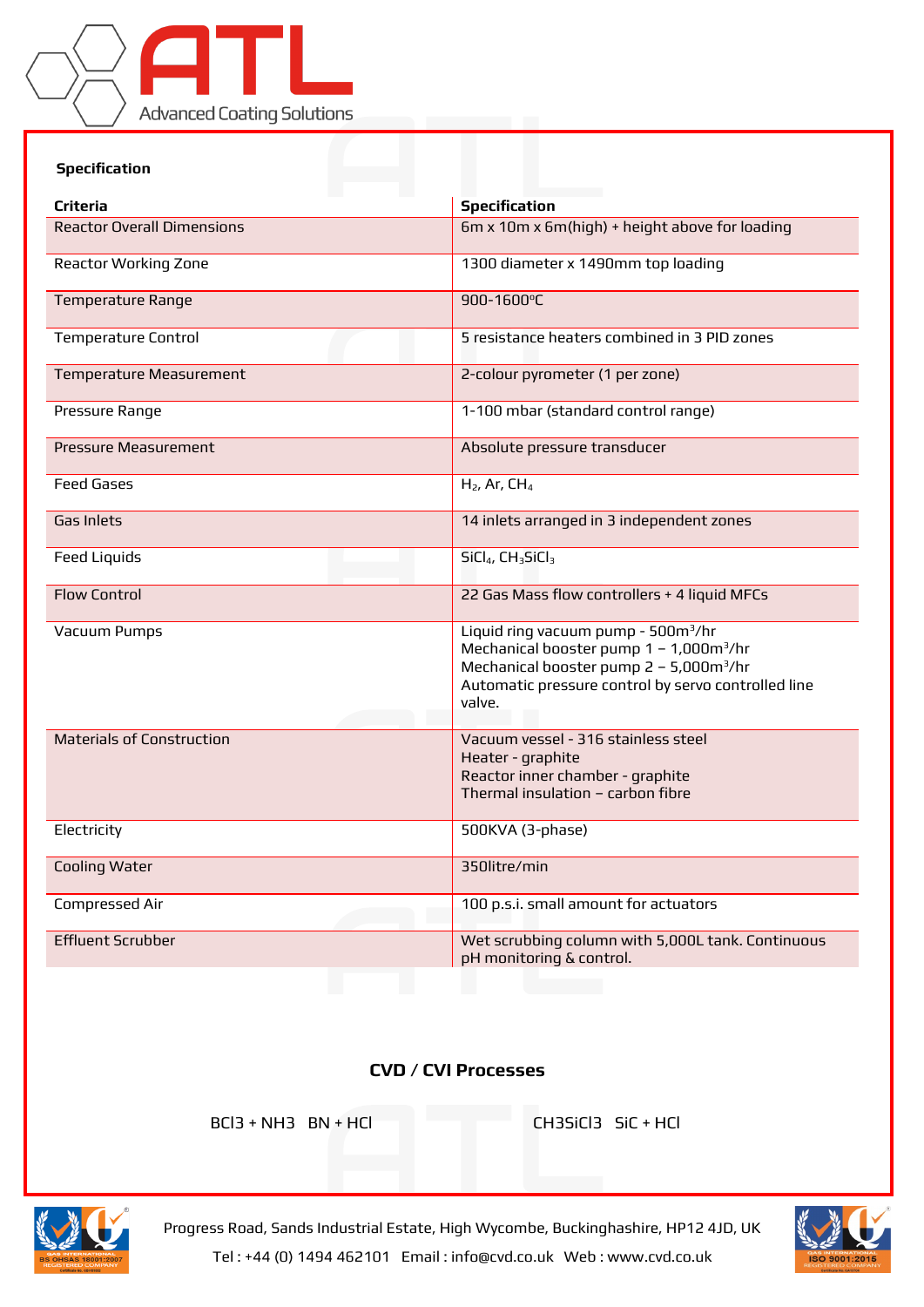**Specification**

| Criteria | Specification |
|---|---|
| Reactor Overall Dimensions | 6m x 10m x 6m(high) + height above for loading |
| Reactor Working Zone | 1300 diameter x 1490mm top loading |
| Temperature Range | 900-1600°C |
| Temperature Control | 5 resistance heaters combined in 3 PID zones |
| Temperature Measurement | 2-colour pyrometer (1 per zone) |
| Pressure Range | 1-100 mbar (standard control range) |
| Pressure Measurement | Absolute pressure transducer |
| Feed Gases | $H_2$, Ar, $CH_4$ |
| Gas Inlets | 14 inlets arranged in 3 independent zones |
| Feed Liquids | $SiCl_4$, $CH_3SiCl_3$ |
| Flow Control | 22 Gas Mass flow controllers + 4 liquid MFCs |
| Vacuum Pumps | Liquid ring vacuum pump - 500m³/hr<br>Mechanical booster pump 1 – 1,000m³/hr<br>Mechanical booster pump 2 – 5,000m³/hr<br>Automatic pressure control by servo controlled line valve. |
| Materials of Construction | Vacuum vessel - 316 stainless steel<br>Heater - graphite<br>Reactor inner chamber - graphite<br>Thermal insulation – carbon fibre |
| Electricity | 500KVA (3-phase) |
| Cooling Water | 350litre/min |
| Compressed Air | 100 p.s.i. small amount for actuators |
| Effluent Scrubber | Wet scrubbing column with 5,000L tank. Continuous pH monitoring & control. |

## CVD / CVI Processes

BCl3 + NH3 BN + HCl

CH3SiCl3 SiC + HCl

Progress Road, Sands Industrial Estate, High Wycombe, Buckinghashire, HP12 4JD, UK

Tel : +44 (0) 1494 462101 Email : info@cvd.co.uk Web : www.cvd.co.uk